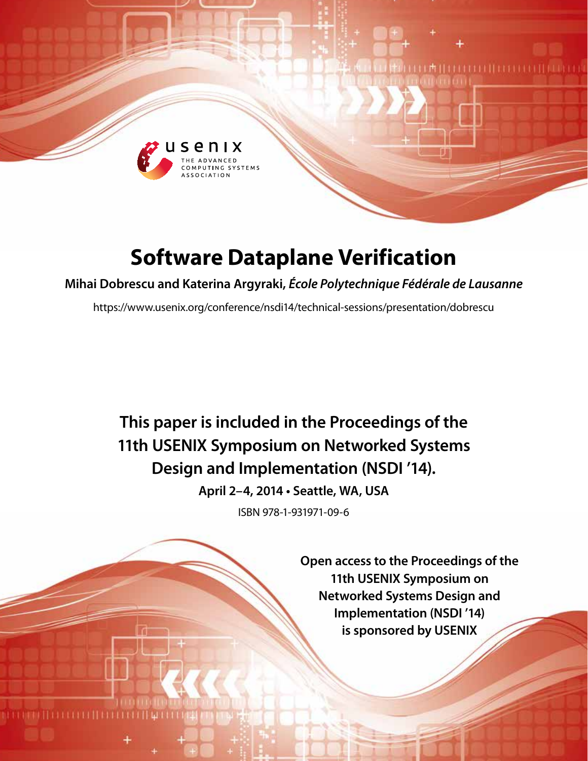# Software Dataplane Verification

**Mihai Dobrescu and Katerina Argyraki,** ***École Polytechnique Fédérale de Lausanne***

https://www.usenix.org/conference/nsdi14/technical-sessions/presentation/dobrescu

**This paper is included in the Proceedings of the 11th USENIX Symposium on Networked Systems Design and Implementation (NSDI '14).**

**April 2–4, 2014 • Seattle, WA, USA**

ISBN 978-1-931971-09-6

**Open access to the Proceedings of the 11th USENIX Symposium on Networked Systems Design and Implementation (NSDI '14) is sponsored by USENIX**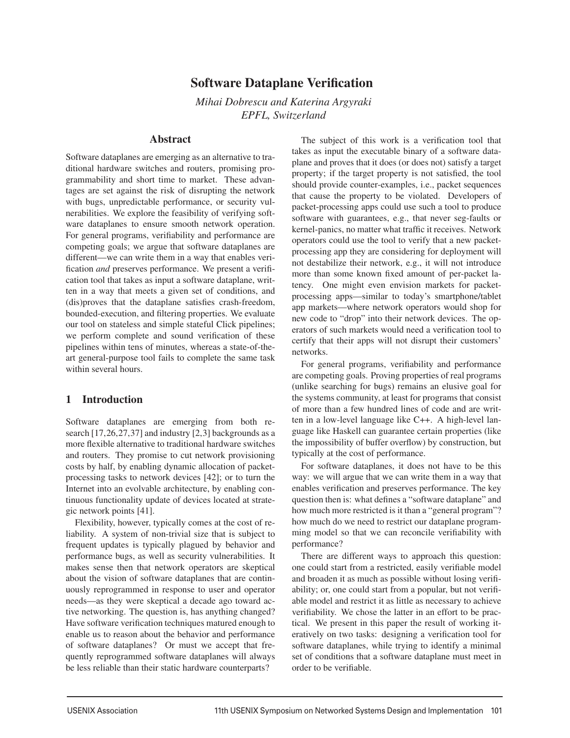# Software Dataplane Verification

*Mihai Dobrescu and Katerina Argyraki*
*EPFL, Switzerland*

## Abstract

Software dataplanes are emerging as an alternative to traditional hardware switches and routers, promising programmability and short time to market. These advantages are set against the risk of disrupting the network with bugs, unpredictable performance, or security vulnerabilities. We explore the feasibility of verifying software dataplanes to ensure smooth network operation. For general programs, verifiability and performance are competing goals; we argue that software dataplanes are different—we can write them in a way that enables verification *and* preserves performance. We present a verification tool that takes as input a software dataplane, written in a way that meets a given set of conditions, and (dis)proves that the dataplane satisfies crash-freedom, bounded-execution, and filtering properties. We evaluate our tool on stateless and simple stateful Click pipelines; we perform complete and sound verification of these pipelines within tens of minutes, whereas a state-of-the-art general-purpose tool fails to complete the same task within several hours.

## 1 Introduction

Software dataplanes are emerging from both research [17,26,27,37] and industry [2,3] backgrounds as a more flexible alternative to traditional hardware switches and routers. They promise to cut network provisioning costs by half, by enabling dynamic allocation of packet-processing tasks to network devices [42]; or to turn the Internet into an evolvable architecture, by enabling continuous functionality update of devices located at strategic network points [41].

Flexibility, however, typically comes at the cost of reliability. A system of non-trivial size that is subject to frequent updates is typically plagued by behavior and performance bugs, as well as security vulnerabilities. It makes sense then that network operators are skeptical about the vision of software dataplanes that are continuously reprogrammed in response to user and operator needs—as they were skeptical a decade ago toward active networking. The question is, has anything changed? Have software verification techniques matured enough to enable us to reason about the behavior and performance of software dataplanes? Or must we accept that frequently reprogrammed software dataplanes will always be less reliable than their static hardware counterparts?

The subject of this work is a verification tool that takes as input the executable binary of a software dataplane and proves that it does (or does not) satisfy a target property; if the target property is not satisfied, the tool should provide counter-examples, i.e., packet sequences that cause the property to be violated. Developers of packet-processing apps could use such a tool to produce software with guarantees, e.g., that never seg-faults or kernel-panics, no matter what traffic it receives. Network operators could use the tool to verify that a new packet-processing app they are considering for deployment will not destabilize their network, e.g., it will not introduce more than some known fixed amount of per-packet latency. One might even envision markets for packet-processing apps—similar to today's smartphone/tablet app markets—where network operators would shop for new code to "drop" into their network devices. The operators of such markets would need a verification tool to certify that their apps will not disrupt their customers' networks.

For general programs, verifiability and performance are competing goals. Proving properties of real programs (unlike searching for bugs) remains an elusive goal for the systems community, at least for programs that consist of more than a few hundred lines of code and are written in a low-level language like C++. A high-level language like Haskell can guarantee certain properties (like the impossibility of buffer overflow) by construction, but typically at the cost of performance.

For software dataplanes, it does not have to be this way: we will argue that we can write them in a way that enables verification and preserves performance. The key question then is: what defines a "software dataplane" and how much more restricted is it than a "general program"? how much do we need to restrict our dataplane programming model so that we can reconcile verifiability with performance?

There are different ways to approach this question: one could start from a restricted, easily verifiable model and broaden it as much as possible without losing verifiability; or, one could start from a popular, but not verifiable model and restrict it as little as necessary to achieve verifiability. We chose the latter in an effort to be practical. We present in this paper the result of working iteratively on two tasks: designing a verification tool for software dataplanes, while trying to identify a minimal set of conditions that a software dataplane must meet in order to be verifiable.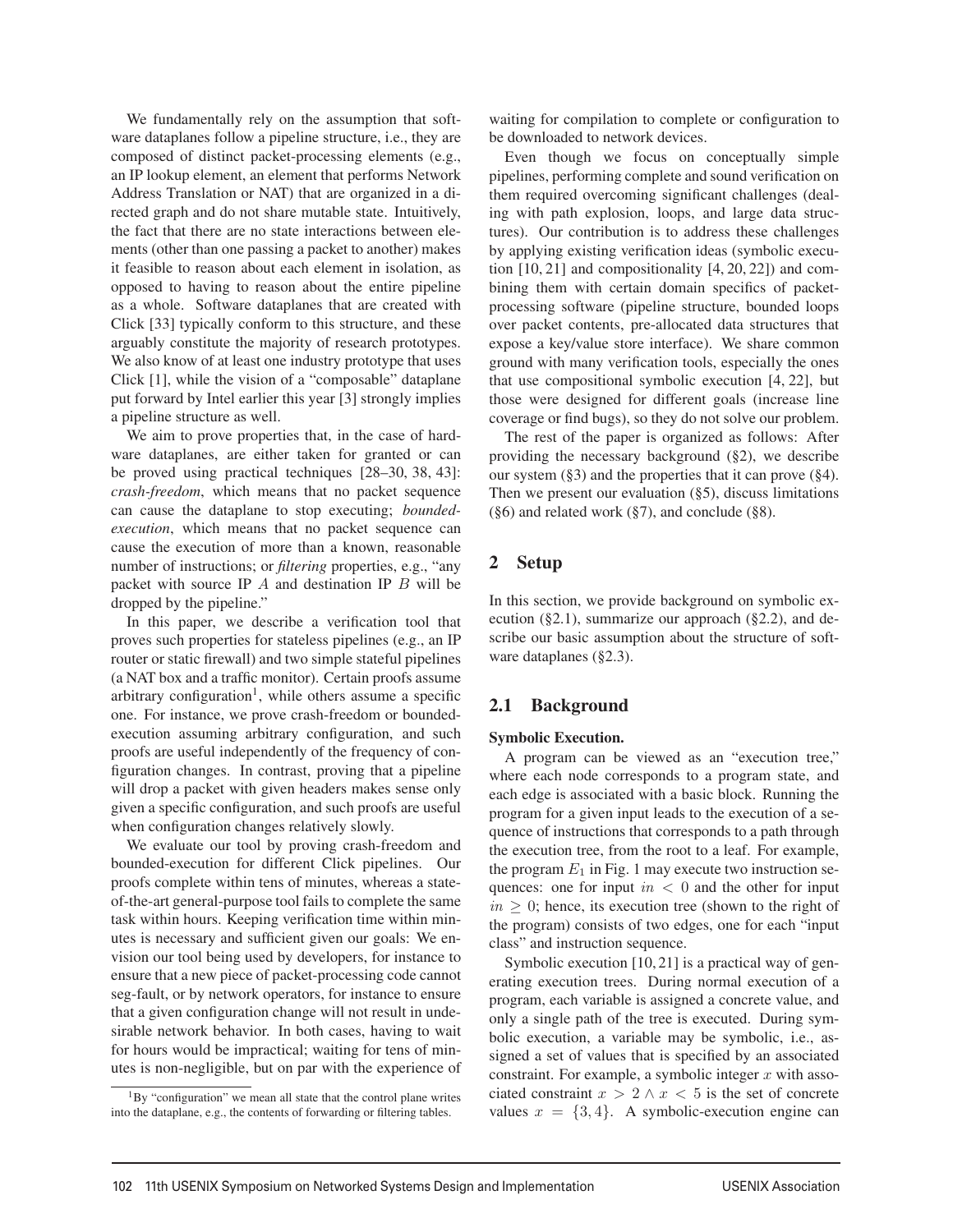We fundamentally rely on the assumption that software dataplanes follow a pipeline structure, i.e., they are composed of distinct packet-processing elements (e.g., an IP lookup element, an element that performs Network Address Translation or NAT) that are organized in a directed graph and do not share mutable state. Intuitively, the fact that there are no state interactions between elements (other than one passing a packet to another) makes it feasible to reason about each element in isolation, as opposed to having to reason about the entire pipeline as a whole. Software dataplanes that are created with Click [33] typically conform to this structure, and these arguably constitute the majority of research prototypes. We also know of at least one industry prototype that uses Click [1], while the vision of a "composable" dataplane put forward by Intel earlier this year [3] strongly implies a pipeline structure as well.

We aim to prove properties that, in the case of hardware dataplanes, are either taken for granted or can be proved using practical techniques [28–30, 38, 43]: *crash-freedom*, which means that no packet sequence can cause the dataplane to stop executing; *bounded-execution*, which means that no packet sequence can cause the execution of more than a known, reasonable number of instructions; or *filtering* properties, e.g., "any packet with source IP $A$ and destination IP $B$ will be dropped by the pipeline."

In this paper, we describe a verification tool that proves such properties for stateless pipelines (e.g., an IP router or static firewall) and two simple stateful pipelines (a NAT box and a traffic monitor). Certain proofs assume arbitrary configuration[1], while others assume a specific one. For instance, we prove crash-freedom or bounded-execution assuming arbitrary configuration, and such proofs are useful independently of the frequency of configuration changes. In contrast, proving that a pipeline will drop a packet with given headers makes sense only given a specific configuration, and such proofs are useful when configuration changes relatively slowly.

We evaluate our tool by proving crash-freedom and bounded-execution for different Click pipelines. Our proofs complete within tens of minutes, whereas a state-of-the-art general-purpose tool fails to complete the same task within hours. Keeping verification time within minutes is necessary and sufficient given our goals: We envision our tool being used by developers, for instance to ensure that a new piece of packet-processing code cannot seg-fault, or by network operators, for instance to ensure that a given configuration change will not result in undesirable network behavior. In both cases, having to wait for hours would be impractical; waiting for tens of minutes is non-negligible, but on par with the experience of waiting for compilation to complete or configuration to be downloaded to network devices.

Even though we focus on conceptually simple pipelines, performing complete and sound verification on them required overcoming significant challenges (dealing with path explosion, loops, and large data structures). Our contribution is to address these challenges by applying existing verification ideas (symbolic execution [10, 21] and compositionality [4, 20, 22]) and combining them with certain domain specifics of packet-processing software (pipeline structure, bounded loops over packet contents, pre-allocated data structures that expose a key/value store interface). We share common ground with many verification tools, especially the ones that use compositional symbolic execution [4, 22], but those were designed for different goals (increase line coverage or find bugs), so they do not solve our problem.

The rest of the paper is organized as follows: After providing the necessary background (§2), we describe our system (§3) and the properties that it can prove (§4). Then we present our evaluation (§5), discuss limitations (§6) and related work (§7), and conclude (§8).

## 2 Setup

In this section, we provide background on symbolic execution (§2.1), summarize our approach (§2.2), and describe our basic assumption about the structure of software dataplanes (§2.3).

### 2.1 Background

**Symbolic Execution.**

A program can be viewed as an "execution tree," where each node corresponds to a program state, and each edge is associated with a basic block. Running the program for a given input leads to the execution of a sequence of instructions that corresponds to a path through the execution tree, from the root to a leaf. For example, the program $E_1$ in Fig. 1 may execute two instruction sequences: one for input $in < 0$ and the other for input $in \geq 0$; hence, its execution tree (shown to the right of the program) consists of two edges, one for each "input class" and instruction sequence.

Symbolic execution [10, 21] is a practical way of generating execution trees. During normal execution of a program, each variable is assigned a concrete value, and only a single path of the tree is executed. During symbolic execution, a variable may be symbolic, i.e., assigned a set of values that is specified by an associated constraint. For example, a symbolic integer $x$ with associated constraint $x > 2 \wedge x < 5$ is the set of concrete values $x = \{3, 4\}$. A symbolic-execution engine can

[1] By "configuration" we mean all state that the control plane writes into the dataplane, e.g., the contents of forwarding or filtering tables.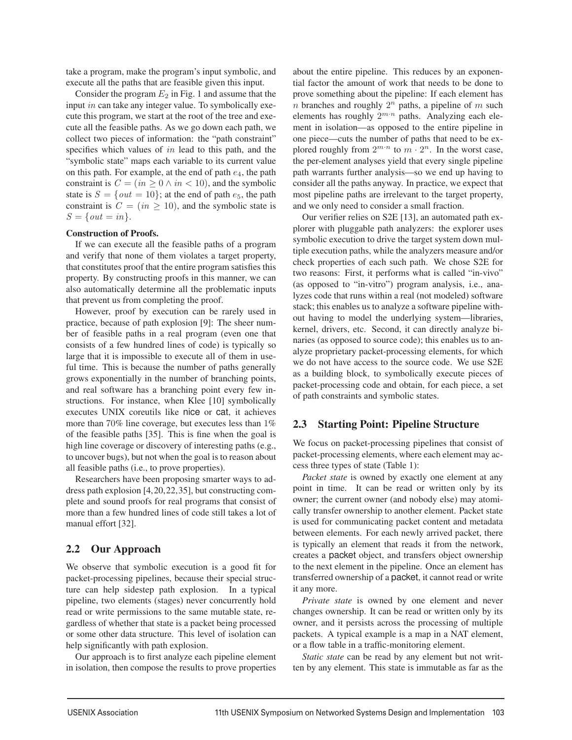take a program, make the program's input symbolic, and execute all the paths that are feasible given this input.

Consider the program $E_2$ in Fig. 1 and assume that the input $in$ can take any integer value. To symbolically execute this program, we start at the root of the tree and execute all the feasible paths. As we go down each path, we collect two pieces of information: the "path constraint" specifies which values of $in$ lead to this path, and the "symbolic state" maps each variable to its current value on this path. For example, at the end of path $e_4$, the path constraint is $C = (in \geq 0 \wedge in < 10)$, and the symbolic state is $S = \{out = 10\}$; at the end of path $e_5$, the path constraint is $C = (in \geq 10)$, and the symbolic state is $S = \{out = in\}$.

**Construction of Proofs.**

If we can execute all the feasible paths of a program and verify that none of them violates a target property, that constitutes proof that the entire program satisfies this property. By constructing proofs in this manner, we can also automatically determine all the problematic inputs that prevent us from completing the proof.

However, proof by execution can be rarely used in practice, because of path explosion [9]: The sheer number of feasible paths in a real program (even one that consists of a few hundred lines of code) is typically so large that it is impossible to execute all of them in useful time. This is because the number of paths generally grows exponentially in the number of branching points, and real software has a branching point every few instructions. For instance, when Klee [10] symbolically executes UNIX coreutils like nice or cat, it achieves more than 70% line coverage, but executes less than 1% of the feasible paths [35]. This is fine when the goal is high line coverage or discovery of interesting paths (e.g., to uncover bugs), but not when the goal is to reason about all feasible paths (i.e., to prove properties).

Researchers have been proposing smarter ways to address path explosion [4,20,22,35], but constructing complete and sound proofs for real programs that consist of more than a few hundred lines of code still takes a lot of manual effort [32].

## 2.2 Our Approach

We observe that symbolic execution is a good fit for packet-processing pipelines, because their special structure can help sidestep path explosion. In a typical pipeline, two elements (stages) never concurrently hold read or write permissions to the same mutable state, regardless of whether that state is a packet being processed or some other data structure. This level of isolation can help significantly with path explosion.

Our approach is to first analyze each pipeline element in isolation, then compose the results to prove properties about the entire pipeline. This reduces by an exponential factor the amount of work that needs to be done to prove something about the pipeline: If each element has $n$ branches and roughly $2^n$ paths, a pipeline of $m$ such elements has roughly $2^{m \cdot n}$ paths. Analyzing each element in isolation—as opposed to the entire pipeline in one piece—cuts the number of paths that need to be explored roughly from $2^{m \cdot n}$ to $m \cdot 2^n$. In the worst case, the per-element analyses yield that every single pipeline path warrants further analysis—so we end up having to consider all the paths anyway. In practice, we expect that most pipeline paths are irrelevant to the target property, and we only need to consider a small fraction.

Our verifier relies on S2E [13], an automated path explorer with pluggable path analyzers: the explorer uses symbolic execution to drive the target system down multiple execution paths, while the analyzers measure and/or check properties of each such path. We chose S2E for two reasons: First, it performs what is called "in-vivo" (as opposed to "in-vitro") program analysis, i.e., analyzes code that runs within a real (not modeled) software stack; this enables us to analyze a software pipeline without having to model the underlying system—libraries, kernel, drivers, etc. Second, it can directly analyze binaries (as opposed to source code); this enables us to analyze proprietary packet-processing elements, for which we do not have access to the source code. We use S2E as a building block, to symbolically execute pieces of packet-processing code and obtain, for each piece, a set of path constraints and symbolic states.

## 2.3 Starting Point: Pipeline Structure

We focus on packet-processing pipelines that consist of packet-processing elements, where each element may access three types of state (Table 1):

*Packet state* is owned by exactly one element at any point in time. It can be read or written only by its owner; the current owner (and nobody else) may atomically transfer ownership to another element. Packet state is used for communicating packet content and metadata between elements. For each newly arrived packet, there is typically an element that reads it from the network, creates a packet object, and transfers object ownership to the next element in the pipeline. Once an element has transferred ownership of a packet, it cannot read or write it any more.

*Private state* is owned by one element and never changes ownership. It can be read or written only by its owner, and it persists across the processing of multiple packets. A typical example is a map in a NAT element, or a flow table in a traffic-monitoring element.

*Static state* can be read by any element but not written by any element. This state is immutable as far as the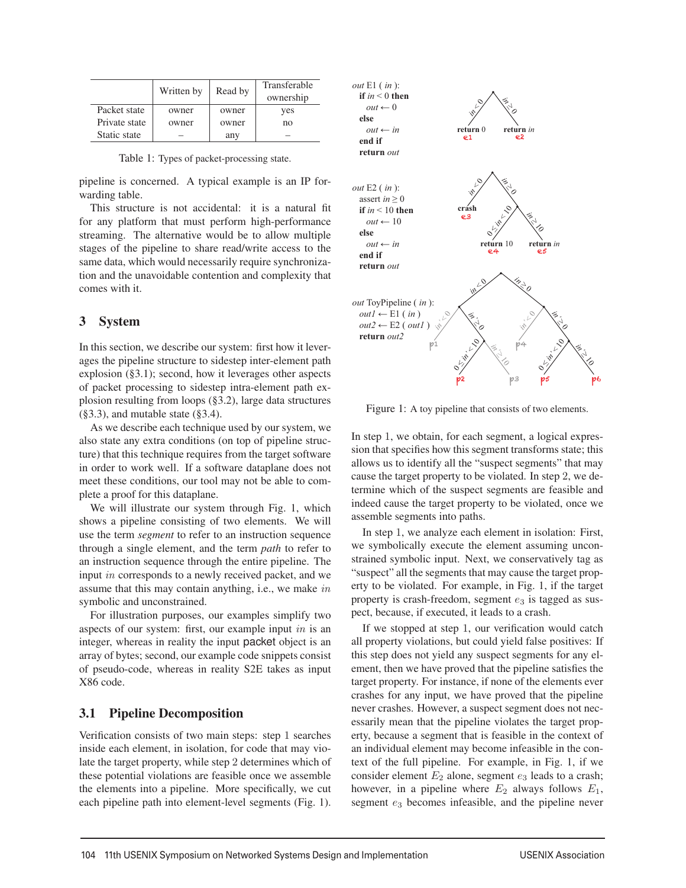|  | Written by | Read by | Transferable ownership |
|---|---|---|---|
| Packet state | owner | owner | yes |
| Private state | owner | owner | no |
| Static state | – | any | – |

Table 1: Types of packet-processing state.

pipeline is concerned. A typical example is an IP forwarding table.

This structure is not accidental: it is a natural fit for any platform that must perform high-performance streaming. The alternative would be to allow multiple stages of the pipeline to share read/write access to the same data, which would necessarily require synchronization and the unavoidable contention and complexity that comes with it.

## 3 System

In this section, we describe our system: first how it leverages the pipeline structure to sidestep inter-element path explosion (§3.1); second, how it leverages other aspects of packet processing to sidestep intra-element path explosion resulting from loops (§3.2), large data structures (§3.3), and mutable state (§3.4).

As we describe each technique used by our system, we also state any extra conditions (on top of pipeline structure) that this technique requires from the target software in order to work well. If a software dataplane does not meet these conditions, our tool may not be able to complete a proof for this dataplane.

We will illustrate our system through Fig. 1, which shows a pipeline consisting of two elements. We will use the term *segment* to refer to an instruction sequence through a single element, and the term *path* to refer to an instruction sequence through the entire pipeline. The input $in$ corresponds to a newly received packet, and we assume that this may contain anything, i.e., we make $in$ symbolic and unconstrained.

For illustration purposes, our examples simplify two aspects of our system: first, our example input $in$ is an integer, whereas in reality the input packet object is an array of bytes; second, our example code snippets consist of pseudo-code, whereas in reality S2E takes as input X86 code.

### 3.1 Pipeline Decomposition

Verification consists of two main steps: step 1 searches inside each element, in isolation, for code that may violate the target property, while step 2 determines which of these potential violations are feasible once we assemble the elements into a pipeline. More specifically, we cut each pipeline path into element-level segments (Fig. 1).

```
out E1 ( in ):
  if in < 0 then
    out ← 0
  else
    out ← in
  end if
  return out

out E2 ( in ):
  assert in ≥ 0
  if in < 10 then
    out ← 10
  else
    out ← in
  end if
  return out

out ToyPipeline ( in ):
  out1 ← E1 ( in )
  out2 ← E2 ( out1 )
  return out2
```

Figure 1: A toy pipeline that consists of two elements.

In step 1, we obtain, for each segment, a logical expression that specifies how this segment transforms state; this allows us to identify all the "suspect segments" that may cause the target property to be violated. In step 2, we determine which of the suspect segments are feasible and indeed cause the target property to be violated, once we assemble segments into paths.

In step 1, we analyze each element in isolation: First, we symbolically execute the element assuming unconstrained symbolic input. Next, we conservatively tag as "suspect" all the segments that may cause the target property to be violated. For example, in Fig. 1, if the target property is crash-freedom, segment $e_3$ is tagged as suspect, because, if executed, it leads to a crash.

If we stopped at step 1, our verification would catch all property violations, but could yield false positives: If this step does not yield any suspect segments for any element, then we have proved that the pipeline satisfies the target property. For instance, if none of the elements ever crashes for any input, we have proved that the pipeline never crashes. However, a suspect segment does not necessarily mean that the pipeline violates the target property, because a segment that is feasible in the context of an individual element may become infeasible in the context of the full pipeline. For example, in Fig. 1, if we consider element $E_2$ alone, segment $e_3$ leads to a crash; however, in a pipeline where $E_2$ always follows $E_1$, segment $e_3$ becomes infeasible, and the pipeline never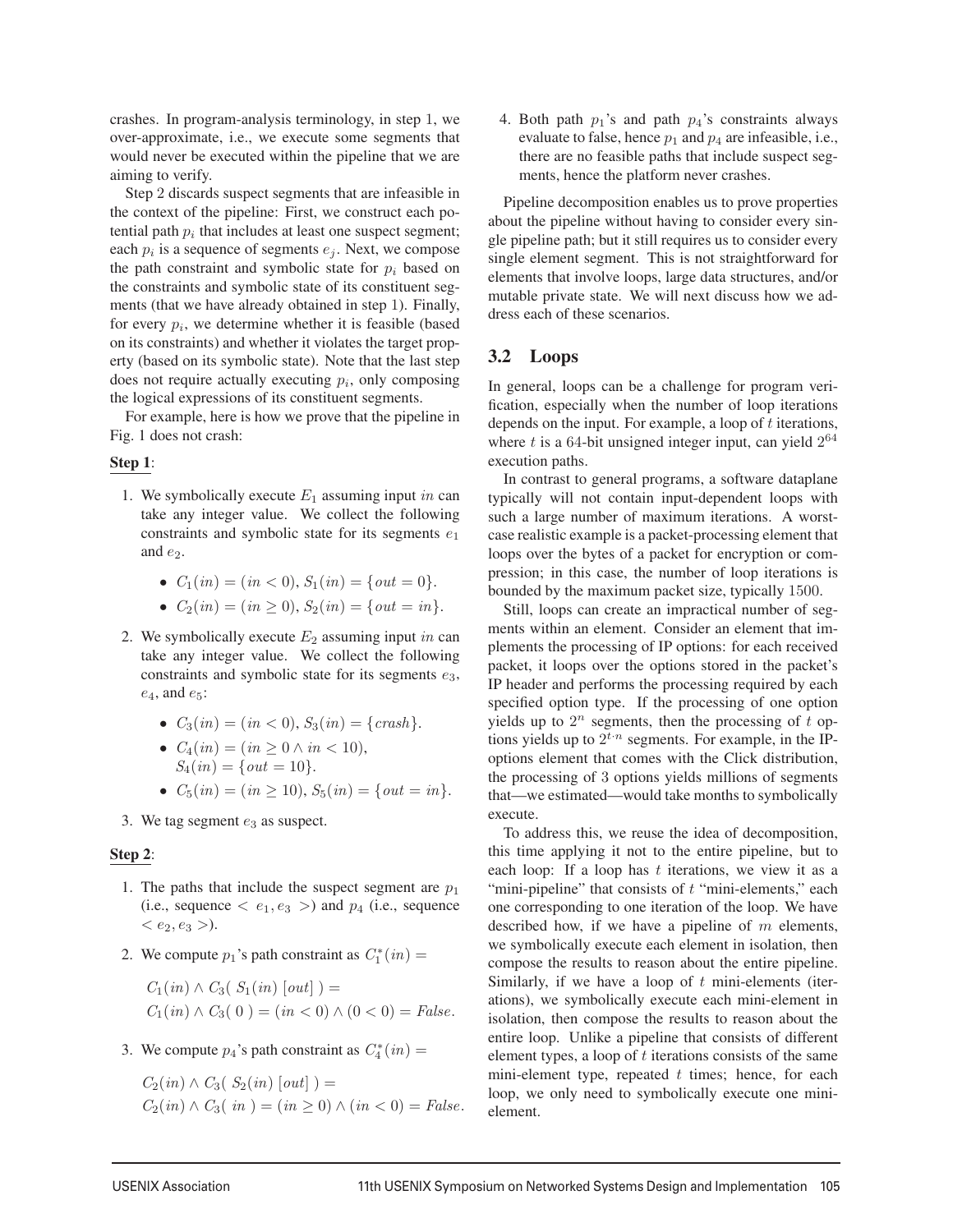crashes. In program-analysis terminology, in step 1, we over-approximate, i.e., we execute some segments that would never be executed within the pipeline that we are aiming to verify.

Step 2 discards suspect segments that are infeasible in the context of the pipeline: First, we construct each potential path $p_i$ that includes at least one suspect segment; each $p_i$ is a sequence of segments $e_j$. Next, we compose the path constraint and symbolic state for $p_i$ based on the constraints and symbolic state of its constituent segments (that we have already obtained in step 1). Finally, for every $p_i$, we determine whether it is feasible (based on its constraints) and whether it violates the target property (based on its symbolic state). Note that the last step does not require actually executing $p_i$, only composing the logical expressions of its constituent segments.

For example, here is how we prove that the pipeline in Fig. 1 does not crash:

**Step 1**:

1. We symbolically execute $E_1$ assuming input $in$ can take any integer value. We collect the following constraints and symbolic state for its segments $e_1$ and $e_2$.
   - $C_1(in) = (in < 0)$, $S_1(in) = \{out = 0\}$.
   - $C_2(in) = (in \geq 0)$, $S_2(in) = \{out = in\}$.
2. We symbolically execute $E_2$ assuming input $in$ can take any integer value. We collect the following constraints and symbolic state for its segments $e_3$, $e_4$, and $e_5$:
   - $C_3(in) = (in < 0)$, $S_3(in) = \{crash\}$.
   - $C_4(in) = (in \geq 0 \wedge in < 10)$, $S_4(in) = \{out = 10\}$.
   - $C_5(in) = (in \geq 10)$, $S_5(in) = \{out = in\}$.
3. We tag segment $e_3$ as suspect.

**Step 2**:

1. The paths that include the suspect segment are $p_1$ (i.e., sequence $< e_1, e_3 >$) and $p_4$ (i.e., sequence $< e_2, e_3 >$).
2. We compute $p_1$'s path constraint as $C_1^*(in) =$

   $C_1(in) \wedge C_3(\ S_1(in)\ [out]\ ) =$
   $C_1(in) \wedge C_3(\ 0\ ) = (in < 0) \wedge (0 < 0) = False.$
3. We compute $p_4$'s path constraint as $C_4^*(in) =$

   $C_2(in) \wedge C_3(\ S_2(in)\ [out]\ ) =$
   $C_2(in) \wedge C_3(\ in\ ) = (in \geq 0) \wedge (in < 0) = False.$
4. Both path $p_1$'s and path $p_4$'s constraints always evaluate to false, hence $p_1$ and $p_4$ are infeasible, i.e., there are no feasible paths that include suspect segments, hence the platform never crashes.

Pipeline decomposition enables us to prove properties about the pipeline without having to consider every single pipeline path; but it still requires us to consider every single element segment. This is not straightforward for elements that involve loops, large data structures, and/or mutable private state. We will next discuss how we address each of these scenarios.

## 3.2 Loops

In general, loops can be a challenge for program verification, especially when the number of loop iterations depends on the input. For example, a loop of $t$ iterations, where $t$ is a 64-bit unsigned integer input, can yield $2^{64}$ execution paths.

In contrast to general programs, a software dataplane typically will not contain input-dependent loops with such a large number of maximum iterations. A worst-case realistic example is a packet-processing element that loops over the bytes of a packet for encryption or compression; in this case, the number of loop iterations is bounded by the maximum packet size, typically 1500.

Still, loops can create an impractical number of segments within an element. Consider an element that implements the processing of IP options: for each received packet, it loops over the options stored in the packet's IP header and performs the processing required by each specified option type. If the processing of one option yields up to $2^n$ segments, then the processing of $t$ options yields up to $2^{t \cdot n}$ segments. For example, in the IP-options element that comes with the Click distribution, the processing of 3 options yields millions of segments that—we estimated—would take months to symbolically execute.

To address this, we reuse the idea of decomposition, this time applying it not to the entire pipeline, but to each loop: If a loop has $t$ iterations, we view it as a "mini-pipeline" that consists of $t$ "mini-elements," each one corresponding to one iteration of the loop. We have described how, if we have a pipeline of $m$ elements, we symbolically execute each element in isolation, then compose the results to reason about the entire pipeline. Similarly, if we have a loop of $t$ mini-elements (iterations), we symbolically execute each mini-element in isolation, then compose the results to reason about the entire loop. Unlike a pipeline that consists of different element types, a loop of $t$ iterations consists of the same mini-element type, repeated $t$ times; hence, for each loop, we only need to symbolically execute one mini-element.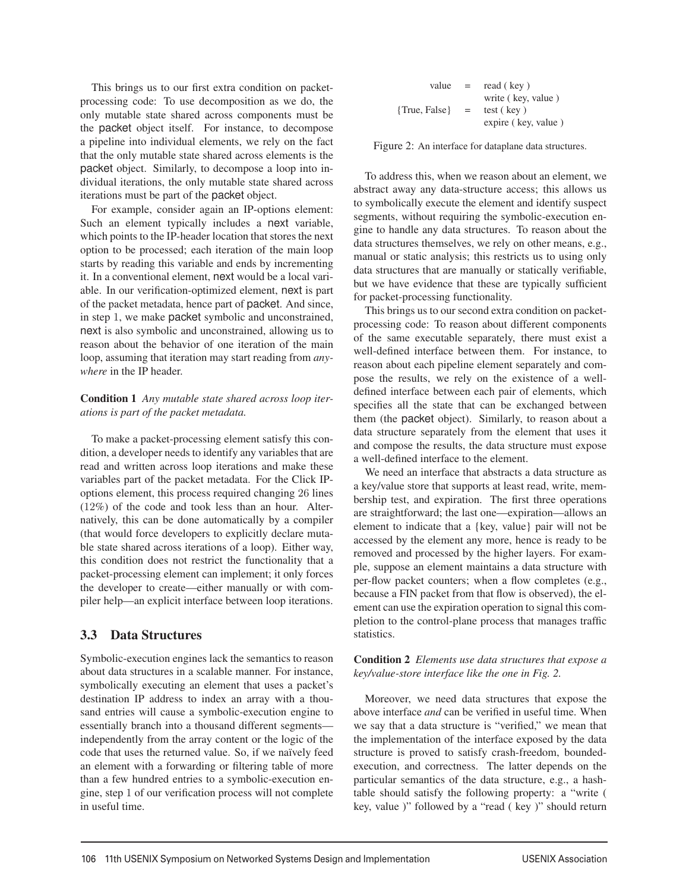This brings us to our first extra condition on packet-processing code: To use decomposition as we do, the only mutable state shared across components must be the packet object itself. For instance, to decompose a pipeline into individual elements, we rely on the fact that the only mutable state shared across elements is the packet object. Similarly, to decompose a loop into individual iterations, the only mutable state shared across iterations must be part of the packet object.

For example, consider again an IP-options element: Such an element typically includes a next variable, which points to the IP-header location that stores the next option to be processed; each iteration of the main loop starts by reading this variable and ends by incrementing it. In a conventional element, next would be a local variable. In our verification-optimized element, next is part of the packet metadata, hence part of packet. And since, in step 1, we make packet symbolic and unconstrained, next is also symbolic and unconstrained, allowing us to reason about the behavior of one iteration of the main loop, assuming that iteration may start reading from *anywhere* in the IP header.

**Condition 1** *Any mutable state shared across loop iterations is part of the packet metadata.*

To make a packet-processing element satisfy this condition, a developer needs to identify any variables that are read and written across loop iterations and make these variables part of the packet metadata. For the Click IP-options element, this process required changing 26 lines (12%) of the code and took less than an hour. Alternatively, this can be done automatically by a compiler (that would force developers to explicitly declare mutable state shared across iterations of a loop). Either way, this condition does not restrict the functionality that a packet-processing element can implement; it only forces the developer to create—either manually or with compiler help—an explicit interface between loop iterations.

## 3.3 Data Structures

Symbolic-execution engines lack the semantics to reason about data structures in a scalable manner. For instance, symbolically executing an element that uses a packet's destination IP address to index an array with a thousand entries will cause a symbolic-execution engine to essentially branch into a thousand different segments—independently from the array content or the logic of the code that uses the returned value. So, if we naïvely feed an element with a forwarding or filtering table of more than a few hundred entries to a symbolic-execution engine, step 1 of our verification process will not complete in useful time.

```
        value   =  read ( key )
                   write ( key, value )
{True, False}   =  test ( key )
                   expire ( key, value )
```

Figure 2: An interface for dataplane data structures.

To address this, when we reason about an element, we abstract away any data-structure access; this allows us to symbolically execute the element and identify suspect segments, without requiring the symbolic-execution engine to handle any data structures. To reason about the data structures themselves, we rely on other means, e.g., manual or static analysis; this restricts us to using only data structures that are manually or statically verifiable, but we have evidence that these are typically sufficient for packet-processing functionality.

This brings us to our second extra condition on packet-processing code: To reason about different components of the same executable separately, there must exist a well-defined interface between them. For instance, to reason about each pipeline element separately and compose the results, we rely on the existence of a well-defined interface between each pair of elements, which specifies all the state that can be exchanged between them (the packet object). Similarly, to reason about a data structure separately from the element that uses it and compose the results, the data structure must expose a well-defined interface to the element.

We need an interface that abstracts a data structure as a key/value store that supports at least read, write, membership test, and expiration. The first three operations are straightforward; the last one—expiration—allows an element to indicate that a {key, value} pair will not be accessed by the element any more, hence is ready to be removed and processed by the higher layers. For example, suppose an element maintains a data structure with per-flow packet counters; when a flow completes (e.g., because a FIN packet from that flow is observed), the element can use the expiration operation to signal this completion to the control-plane process that manages traffic statistics.

**Condition 2** *Elements use data structures that expose a key/value-store interface like the one in Fig. 2.*

Moreover, we need data structures that expose the above interface *and* can be verified in useful time. When we say that a data structure is "verified," we mean that the implementation of the interface exposed by the data structure is proved to satisfy crash-freedom, bounded-execution, and correctness. The latter depends on the particular semantics of the data structure, e.g., a hash-table should satisfy the following property: a "write ( key, value )" followed by a "read ( key )" should return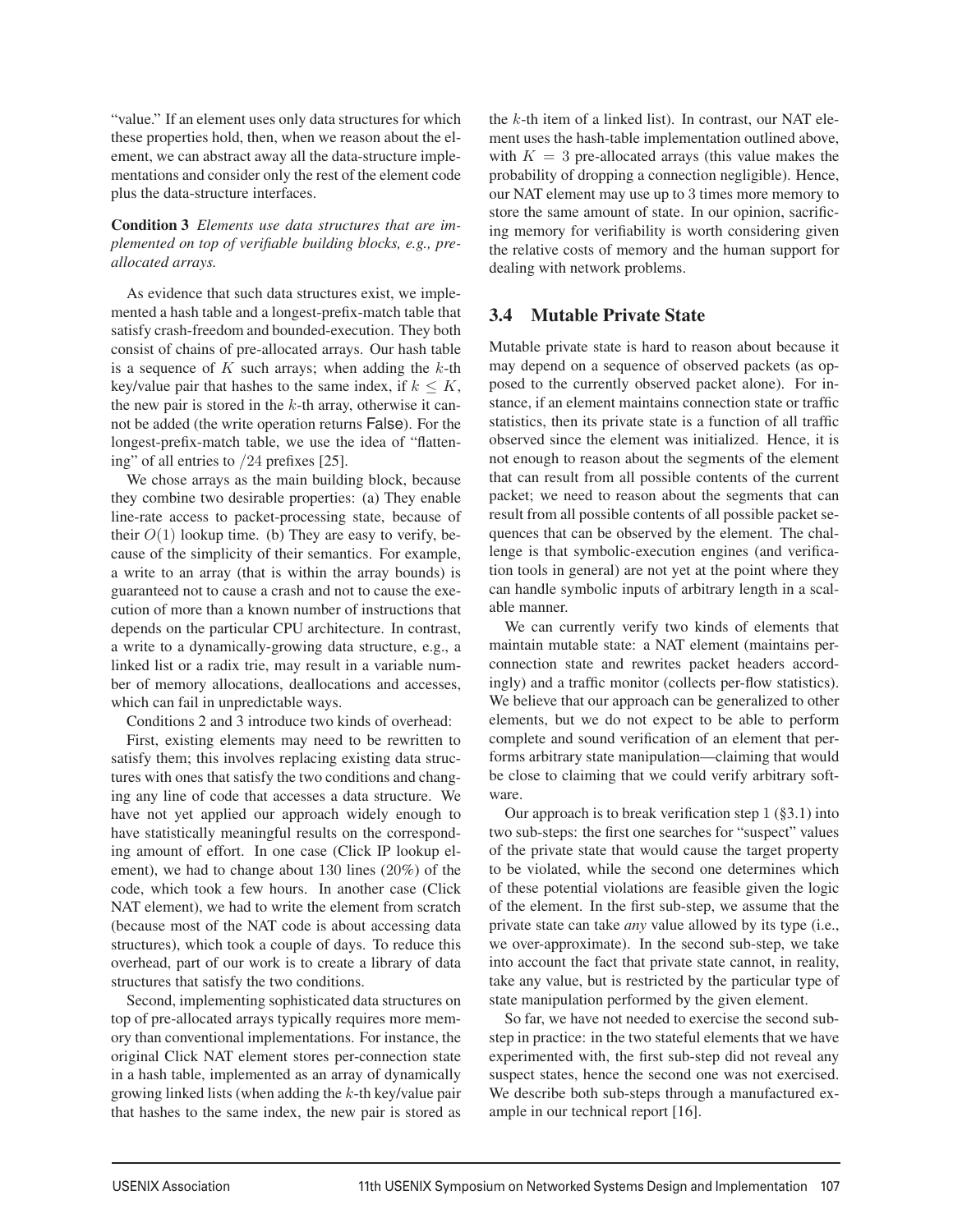"value." If an element uses only data structures for which these properties hold, then, when we reason about the element, we can abstract away all the data-structure implementations and consider only the rest of the element code plus the data-structure interfaces.

**Condition 3** *Elements use data structures that are implemented on top of verifiable building blocks, e.g., pre-allocated arrays.*

As evidence that such data structures exist, we implemented a hash table and a longest-prefix-match table that satisfy crash-freedom and bounded-execution. They both consist of chains of pre-allocated arrays. Our hash table is a sequence of $K$ such arrays; when adding the $k$-th key/value pair that hashes to the same index, if $k \leq K$, the new pair is stored in the $k$-th array, otherwise it cannot be added (the write operation returns False). For the longest-prefix-match table, we use the idea of "flattening" of all entries to $/24$ prefixes [25].

We chose arrays as the main building block, because they combine two desirable properties: (a) They enable line-rate access to packet-processing state, because of their $O(1)$ lookup time. (b) They are easy to verify, because of the simplicity of their semantics. For example, a write to an array (that is within the array bounds) is guaranteed not to cause a crash and not to cause the execution of more than a known number of instructions that depends on the particular CPU architecture. In contrast, a write to a dynamically-growing data structure, e.g., a linked list or a radix trie, may result in a variable number of memory allocations, deallocations and accesses, which can fail in unpredictable ways.

Conditions 2 and 3 introduce two kinds of overhead:

First, existing elements may need to be rewritten to satisfy them; this involves replacing existing data structures with ones that satisfy the two conditions and changing any line of code that accesses a data structure. We have not yet applied our approach widely enough to have statistically meaningful results on the corresponding amount of effort. In one case (Click IP lookup element), we had to change about 130 lines (20%) of the code, which took a few hours. In another case (Click NAT element), we had to write the element from scratch (because most of the NAT code is about accessing data structures), which took a couple of days. To reduce this overhead, part of our work is to create a library of data structures that satisfy the two conditions.

Second, implementing sophisticated data structures on top of pre-allocated arrays typically requires more memory than conventional implementations. For instance, the original Click NAT element stores per-connection state in a hash table, implemented as an array of dynamically growing linked lists (when adding the $k$-th key/value pair that hashes to the same index, the new pair is stored as the $k$-th item of a linked list). In contrast, our NAT element uses the hash-table implementation outlined above, with $K = 3$ pre-allocated arrays (this value makes the probability of dropping a connection negligible). Hence, our NAT element may use up to 3 times more memory to store the same amount of state. In our opinion, sacrificing memory for verifiability is worth considering given the relative costs of memory and the human support for dealing with network problems.

## 3.4 Mutable Private State

Mutable private state is hard to reason about because it may depend on a sequence of observed packets (as opposed to the currently observed packet alone). For instance, if an element maintains connection state or traffic statistics, then its private state is a function of all traffic observed since the element was initialized. Hence, it is not enough to reason about the segments of the element that can result from all possible contents of the current packet; we need to reason about the segments that can result from all possible contents of all possible packet sequences that can be observed by the element. The challenge is that symbolic-execution engines (and verification tools in general) are not yet at the point where they can handle symbolic inputs of arbitrary length in a scalable manner.

We can currently verify two kinds of elements that maintain mutable state: a NAT element (maintains per-connection state and rewrites packet headers accordingly) and a traffic monitor (collects per-flow statistics). We believe that our approach can be generalized to other elements, but we do not expect to be able to perform complete and sound verification of an element that performs arbitrary state manipulation—claiming that would be close to claiming that we could verify arbitrary software.

Our approach is to break verification step 1 (§3.1) into two sub-steps: the first one searches for "suspect" values of the private state that would cause the target property to be violated, while the second one determines which of these potential violations are feasible given the logic of the element. In the first sub-step, we assume that the private state can take *any* value allowed by its type (i.e., we over-approximate). In the second sub-step, we take into account the fact that private state cannot, in reality, take any value, but is restricted by the particular type of state manipulation performed by the given element.

So far, we have not needed to exercise the second sub-step in practice: in the two stateful elements that we have experimented with, the first sub-step did not reveal any suspect states, hence the second one was not exercised. We describe both sub-steps through a manufactured example in our technical report [16].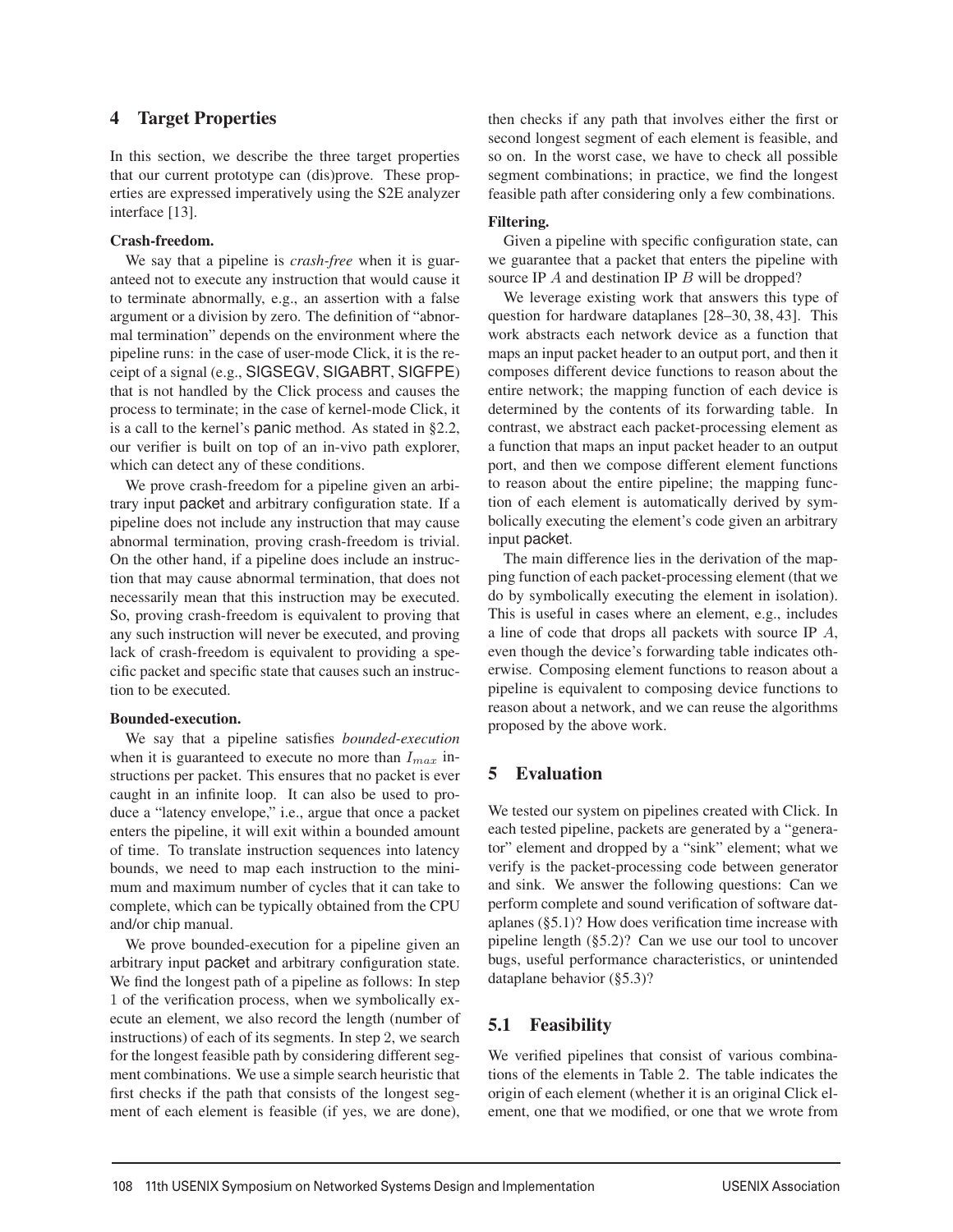## 4 Target Properties

In this section, we describe the three target properties that our current prototype can (dis)prove. These properties are expressed imperatively using the S2E analyzer interface [13].

**Crash-freedom.**

We say that a pipeline is *crash-free* when it is guaranteed not to execute any instruction that would cause it to terminate abnormally, e.g., an assertion with a false argument or a division by zero. The definition of "abnormal termination" depends on the environment where the pipeline runs: in the case of user-mode Click, it is the receipt of a signal (e.g., SIGSEGV, SIGABRT, SIGFPE) that is not handled by the Click process and causes the process to terminate; in the case of kernel-mode Click, it is a call to the kernel's panic method. As stated in §2.2, our verifier is built on top of an in-vivo path explorer, which can detect any of these conditions.

We prove crash-freedom for a pipeline given an arbitrary input packet and arbitrary configuration state. If a pipeline does not include any instruction that may cause abnormal termination, proving crash-freedom is trivial. On the other hand, if a pipeline does include an instruction that may cause abnormal termination, that does not necessarily mean that this instruction may be executed. So, proving crash-freedom is equivalent to proving that any such instruction will never be executed, and proving lack of crash-freedom is equivalent to providing a specific packet and specific state that causes such an instruction to be executed.

**Bounded-execution.**

We say that a pipeline satisfies *bounded-execution* when it is guaranteed to execute no more than $I_{max}$ instructions per packet. This ensures that no packet is ever caught in an infinite loop. It can also be used to produce a "latency envelope," i.e., argue that once a packet enters the pipeline, it will exit within a bounded amount of time. To translate instruction sequences into latency bounds, we need to map each instruction to the minimum and maximum number of cycles that it can take to complete, which can be typically obtained from the CPU and/or chip manual.

We prove bounded-execution for a pipeline given an arbitrary input packet and arbitrary configuration state. We find the longest path of a pipeline as follows: In step 1 of the verification process, when we symbolically execute an element, we also record the length (number of instructions) of each of its segments. In step 2, we search for the longest feasible path by considering different segment combinations. We use a simple search heuristic that first checks if the path that consists of the longest segment of each element is feasible (if yes, we are done), then checks if any path that involves either the first or second longest segment of each element is feasible, and so on. In the worst case, we have to check all possible segment combinations; in practice, we find the longest feasible path after considering only a few combinations.

**Filtering.**

Given a pipeline with specific configuration state, can we guarantee that a packet that enters the pipeline with source IP $A$ and destination IP $B$ will be dropped?

We leverage existing work that answers this type of question for hardware dataplanes [28–30, 38, 43]. This work abstracts each network device as a function that maps an input packet header to an output port, and then it composes different device functions to reason about the entire network; the mapping function of each device is determined by the contents of its forwarding table. In contrast, we abstract each packet-processing element as a function that maps an input packet header to an output port, and then we compose different element functions to reason about the entire pipeline; the mapping function of each element is automatically derived by symbolically executing the element's code given an arbitrary input packet.

The main difference lies in the derivation of the mapping function of each packet-processing element (that we do by symbolically executing the element in isolation). This is useful in cases where an element, e.g., includes a line of code that drops all packets with source IP $A$, even though the device's forwarding table indicates otherwise. Composing element functions to reason about a pipeline is equivalent to composing device functions to reason about a network, and we can reuse the algorithms proposed by the above work.

## 5 Evaluation

We tested our system on pipelines created with Click. In each tested pipeline, packets are generated by a "generator" element and dropped by a "sink" element; what we verify is the packet-processing code between generator and sink. We answer the following questions: Can we perform complete and sound verification of software dataplanes (§5.1)? How does verification time increase with pipeline length (§5.2)? Can we use our tool to uncover bugs, useful performance characteristics, or unintended dataplane behavior (§5.3)?

### 5.1 Feasibility

We verified pipelines that consist of various combinations of the elements in Table 2. The table indicates the origin of each element (whether it is an original Click element, one that we modified, or one that we wrote from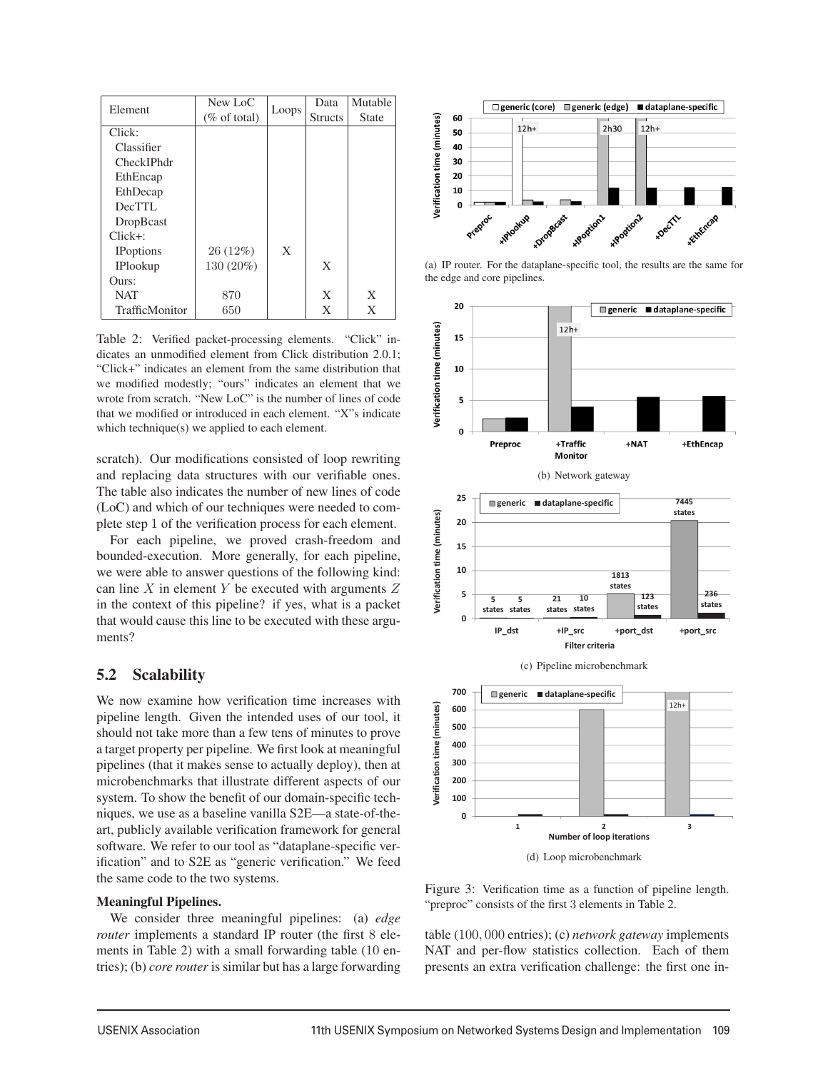| Element | New LoC (% of total) | Loops | Data Structs | Mutable State |
|---|---|---|---|---|
| Click: | | | | |
| Classifier | | | | |
| CheckIPhdr | | | | |
| EthEncap | | | | |
| EthDecap | | | | |
| DecTTL | | | | |
| DropBcast | | | | |
| Click+: | | | | |
| IPoptions | 26 (12%) | X | | |
| IPlookup | 130 (20%) | | X | |
| Ours: | | | | |
| NAT | 870 | | X | X |
| TrafficMonitor | 650 | | X | X |

Table 2: Verified packet-processing elements. "Click" indicates an unmodified element from Click distribution 2.0.1; "Click+" indicates an element from the same distribution that we modified modestly; "ours" indicates an element that we wrote from scratch. "New LoC" is the number of lines of code that we modified or introduced in each element. "X"s indicate which technique(s) we applied to each element.

scratch). Our modifications consisted of loop rewriting and replacing data structures with our verifiable ones. The table also indicates the number of new lines of code (LoC) and which of our techniques were needed to complete step 1 of the verification process for each element.

For each pipeline, we proved crash-freedom and bounded-execution. More generally, for each pipeline, we were able to answer questions of the following kind: can line $X$ in element $Y$ be executed with arguments $Z$ in the context of this pipeline? if yes, what is a packet that would cause this line to be executed with these arguments?

## 5.2 Scalability

We now examine how verification time increases with pipeline length. Given the intended uses of our tool, it should not take more than a few tens of minutes to prove a target property per pipeline. We first look at meaningful pipelines (that it makes sense to actually deploy), then at microbenchmarks that illustrate different aspects of our system. To show the benefit of our domain-specific techniques, we use as a baseline vanilla S2E—a state-of-the-art, publicly available verification framework for general software. We refer to our tool as "dataplane-specific verification" and to S2E as "generic verification." We feed the same code to the two systems.

**Meaningful Pipelines.**

We consider three meaningful pipelines: (a) *edge router* implements a standard IP router (the first 8 elements in Table 2) with a small forwarding table (10 entries); (b) *core router* is similar but has a large forwarding table (100,000 entries); (c) *network gateway* implements NAT and per-flow statistics collection. Each of them presents an extra verification challenge: the first one in-

(a) IP router. For the dataplane-specific tool, the results are the same for the edge and core pipelines.

(b) Network gateway

(c) Pipeline microbenchmark

(d) Loop microbenchmark

Figure 3: Verification time as a function of pipeline length. "preproc" consists of the first 3 elements in Table 2.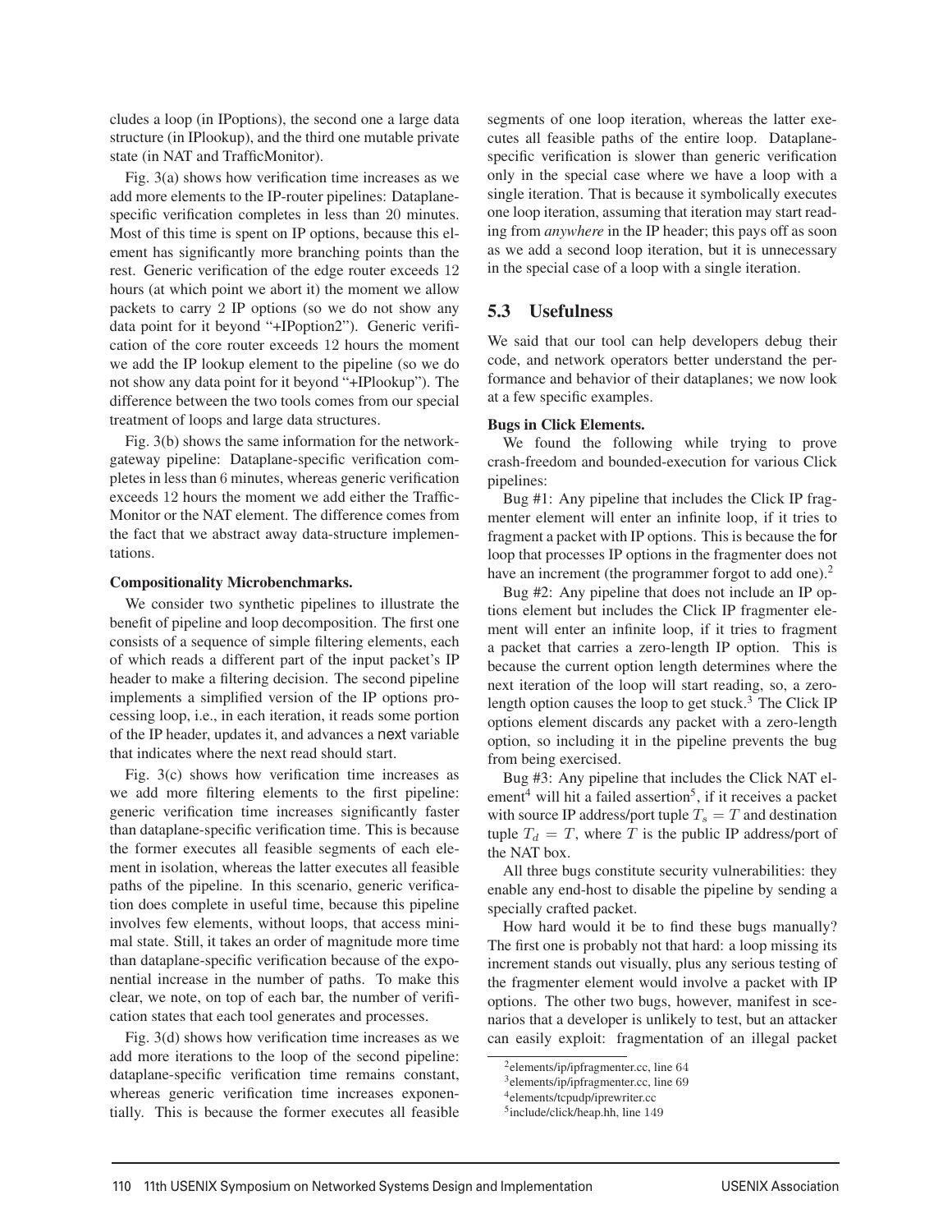cludes a loop (in IPoptions), the second one a large data structure (in IPlookup), and the third one mutable private state (in NAT and TrafficMonitor).

Fig. 3(a) shows how verification time increases as we add more elements to the IP-router pipelines: Dataplane-specific verification completes in less than 20 minutes. Most of this time is spent on IP options, because this element has significantly more branching points than the rest. Generic verification of the edge router exceeds 12 hours (at which point we abort it) the moment we allow packets to carry 2 IP options (so we do not show any data point for it beyond "+IPoption2"). Generic verification of the core router exceeds 12 hours the moment we add the IP lookup element to the pipeline (so we do not show any data point for it beyond "+IPlookup"). The difference between the two tools comes from our special treatment of loops and large data structures.

Fig. 3(b) shows the same information for the network-gateway pipeline: Dataplane-specific verification completes in less than 6 minutes, whereas generic verification exceeds 12 hours the moment we add either the TrafficMonitor or the NAT element. The difference comes from the fact that we abstract away data-structure implementations.

**Compositionality Microbenchmarks.**

We consider two synthetic pipelines to illustrate the benefit of pipeline and loop decomposition. The first one consists of a sequence of simple filtering elements, each of which reads a different part of the input packet's IP header to make a filtering decision. The second pipeline implements a simplified version of the IP options processing loop, i.e., in each iteration, it reads some portion of the IP header, updates it, and advances a `next` variable that indicates where the next read should start.

Fig. 3(c) shows how verification time increases as we add more filtering elements to the first pipeline: generic verification time increases significantly faster than dataplane-specific verification time. This is because the former executes all feasible segments of each element in isolation, whereas the latter executes all feasible paths of the pipeline. In this scenario, generic verification does complete in useful time, because this pipeline involves few elements, without loops, that access minimal state. Still, it takes an order of magnitude more time than dataplane-specific verification because of the exponential increase in the number of paths. To make this clear, we note, on top of each bar, the number of verification states that each tool generates and processes.

Fig. 3(d) shows how verification time increases as we add more iterations to the loop of the second pipeline: dataplane-specific verification time remains constant, whereas generic verification time increases exponentially. This is because the former executes all feasible segments of one loop iteration, whereas the latter executes all feasible paths of the entire loop. Dataplane-specific verification is slower than generic verification only in the special case where we have a loop with a single iteration. That is because it symbolically executes one loop iteration, assuming that iteration may start reading from *anywhere* in the IP header; this pays off as soon as we add a second loop iteration, but it is unnecessary in the special case of a loop with a single iteration.

## 5.3 Usefulness

We said that our tool can help developers debug their code, and network operators better understand the performance and behavior of their dataplanes; we now look at a few specific examples.

**Bugs in Click Elements.**

We found the following while trying to prove crash-freedom and bounded-execution for various Click pipelines:

Bug #1: Any pipeline that includes the Click IP fragmenter element will enter an infinite loop, if it tries to fragment a packet with IP options. This is because the `for` loop that processes IP options in the fragmenter does not have an increment (the programmer forgot to add one).[2]

Bug #2: Any pipeline that does not include an IP options element but includes the Click IP fragmenter element will enter an infinite loop, if it tries to fragment a packet that carries a zero-length IP option. This is because the current option length determines where the next iteration of the loop will start reading, so, a zero-length option causes the loop to get stuck.[3] The Click IP options element discards any packet with a zero-length option, so including it in the pipeline prevents the bug from being exercised.

Bug #3: Any pipeline that includes the Click NAT element[4] will hit a failed assertion[5], if it receives a packet with source IP address/port tuple $T_s = T$ and destination tuple $T_d = T$, where $T$ is the public IP address/port of the NAT box.

All three bugs constitute security vulnerabilities: they enable any end-host to disable the pipeline by sending a specially crafted packet.

How hard would it be to find these bugs manually? The first one is probably not that hard: a loop missing its increment stands out visually, plus any serious testing of the fragmenter element would involve a packet with IP options. The other two bugs, however, manifest in scenarios that a developer is unlikely to test, but an attacker can easily exploit: fragmentation of an illegal packet

[2] elements/ip/ipfragmenter.cc, line 64

[3] elements/ip/ipfragmenter.cc, line 69

[4] elements/tcpudp/iprewriter.cc

[5] include/click/heap.hh, line 149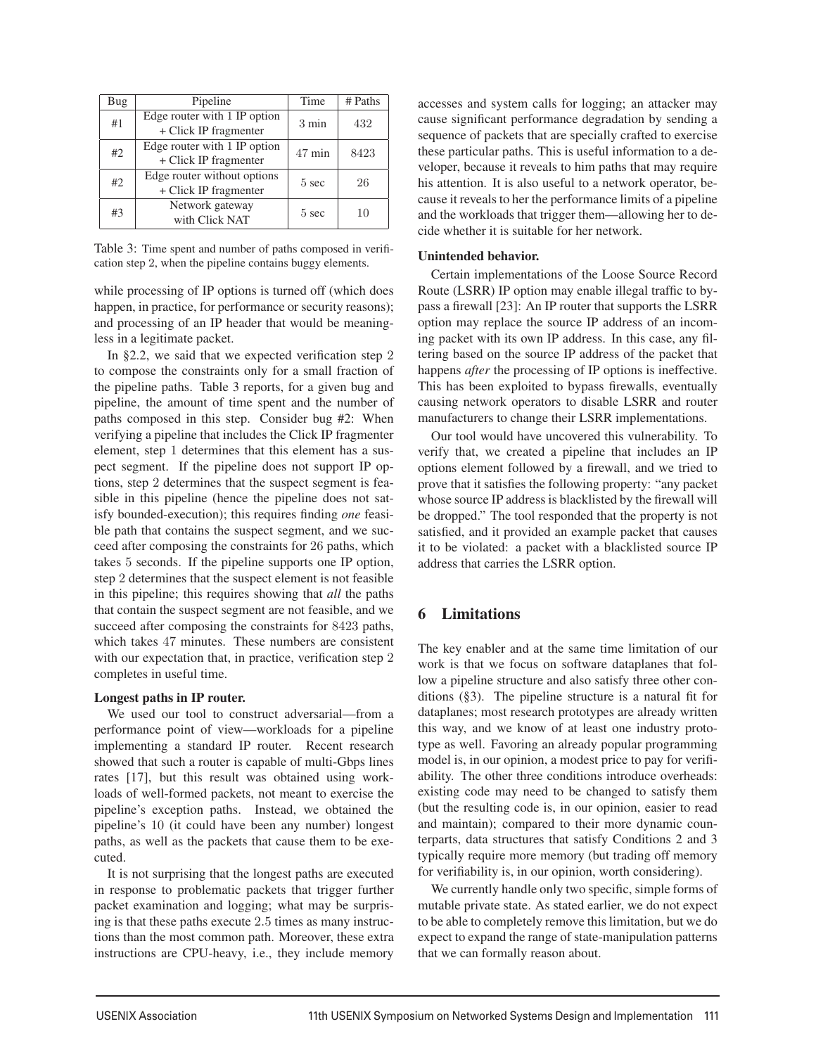| Bug | Pipeline | Time | # Paths |
|---|---|---|---|
| #1 | Edge router with 1 IP option + Click IP fragmenter | 3 min | 432 |
| #2 | Edge router with 1 IP option + Click IP fragmenter | 47 min | 8423 |
| #2 | Edge router without options + Click IP fragmenter | 5 sec | 26 |
| #3 | Network gateway with Click NAT | 5 sec | 10 |

Table 3: Time spent and number of paths composed in verification step 2, when the pipeline contains buggy elements.

while processing of IP options is turned off (which does happen, in practice, for performance or security reasons); and processing of an IP header that would be meaningless in a legitimate packet.

In §2.2, we said that we expected verification step 2 to compose the constraints only for a small fraction of the pipeline paths. Table 3 reports, for a given bug and pipeline, the amount of time spent and the number of paths composed in this step. Consider bug #2: When verifying a pipeline that includes the Click IP fragmenter element, step 1 determines that this element has a suspect segment. If the pipeline does not support IP options, step 2 determines that the suspect segment is feasible in this pipeline (hence the pipeline does not satisfy bounded-execution); this requires finding *one* feasible path that contains the suspect segment, and we succeed after composing the constraints for 26 paths, which takes 5 seconds. If the pipeline supports one IP option, step 2 determines that the suspect element is not feasible in this pipeline; this requires showing that *all* the paths that contain the suspect segment are not feasible, and we succeed after composing the constraints for 8423 paths, which takes 47 minutes. These numbers are consistent with our expectation that, in practice, verification step 2 completes in useful time.

**Longest paths in IP router.**

We used our tool to construct adversarial—from a performance point of view—workloads for a pipeline implementing a standard IP router. Recent research showed that such a router is capable of multi-Gbps lines rates [17], but this result was obtained using workloads of well-formed packets, not meant to exercise the pipeline's exception paths. Instead, we obtained the pipeline's 10 (it could have been any number) longest paths, as well as the packets that cause them to be executed.

It is not surprising that the longest paths are executed in response to problematic packets that trigger further packet examination and logging; what may be surprising is that these paths execute 2.5 times as many instructions than the most common path. Moreover, these extra instructions are CPU-heavy, i.e., they include memory accesses and system calls for logging; an attacker may cause significant performance degradation by sending a sequence of packets that are specially crafted to exercise these particular paths. This is useful information to a developer, because it reveals to him paths that may require his attention. It is also useful to a network operator, because it reveals to her the performance limits of a pipeline and the workloads that trigger them—allowing her to decide whether it is suitable for her network.

**Unintended behavior.**

Certain implementations of the Loose Source Record Route (LSRR) IP option may enable illegal traffic to bypass a firewall [23]: An IP router that supports the LSRR option may replace the source IP address of an incoming packet with its own IP address. In this case, any filtering based on the source IP address of the packet that happens *after* the processing of IP options is ineffective. This has been exploited to bypass firewalls, eventually causing network operators to disable LSRR and router manufacturers to change their LSRR implementations.

Our tool would have uncovered this vulnerability. To verify that, we created a pipeline that includes an IP options element followed by a firewall, and we tried to prove that it satisfies the following property: "any packet whose source IP address is blacklisted by the firewall will be dropped." The tool responded that the property is not satisfied, and it provided an example packet that causes it to be violated: a packet with a blacklisted source IP address that carries the LSRR option.

# 6 Limitations

The key enabler and at the same time limitation of our work is that we focus on software dataplanes that follow a pipeline structure and also satisfy three other conditions (§3). The pipeline structure is a natural fit for dataplanes; most research prototypes are already written this way, and we know of at least one industry prototype as well. Favoring an already popular programming model is, in our opinion, a modest price to pay for verifiability. The other three conditions introduce overheads: existing code may need to be changed to satisfy them (but the resulting code is, in our opinion, easier to read and maintain); compared to their more dynamic counterparts, data structures that satisfy Conditions 2 and 3 typically require more memory (but trading off memory for verifiability is, in our opinion, worth considering).

We currently handle only two specific, simple forms of mutable private state. As stated earlier, we do not expect to be able to completely remove this limitation, but we do expect to expand the range of state-manipulation patterns that we can formally reason about.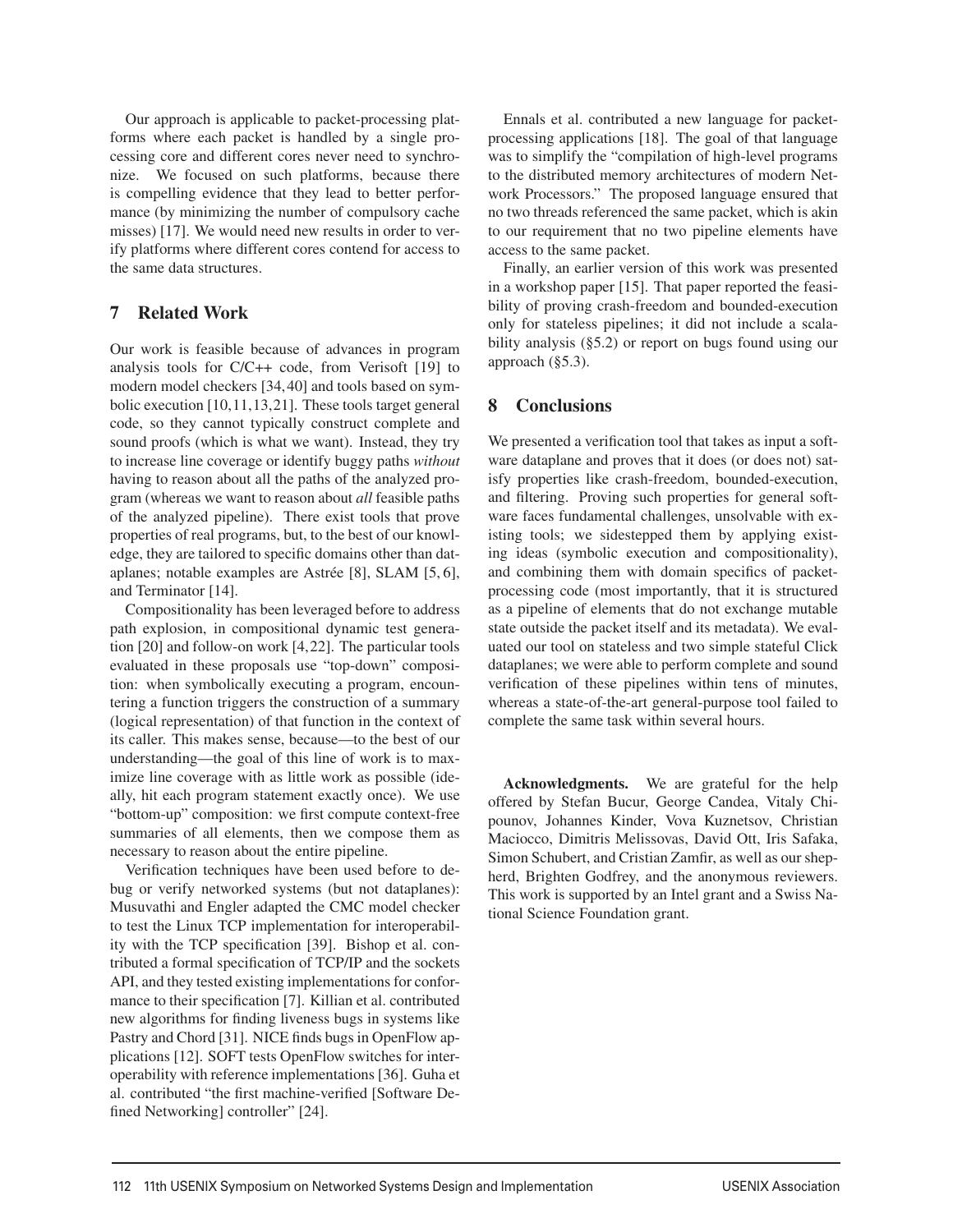Our approach is applicable to packet-processing platforms where each packet is handled by a single processing core and different cores never need to synchronize. We focused on such platforms, because there is compelling evidence that they lead to better performance (by minimizing the number of compulsory cache misses) [17]. We would need new results in order to verify platforms where different cores contend for access to the same data structures.

## 7 Related Work

Our work is feasible because of advances in program analysis tools for C/C++ code, from Verisoft [19] to modern model checkers [34, 40] and tools based on symbolic execution [10, 11, 13, 21]. These tools target general code, so they cannot typically construct complete and sound proofs (which is what we want). Instead, they try to increase line coverage or identify buggy paths *without* having to reason about all the paths of the analyzed program (whereas we want to reason about *all* feasible paths of the analyzed pipeline). There exist tools that prove properties of real programs, but, to the best of our knowledge, they are tailored to specific domains other than dataplanes; notable examples are Astrée [8], SLAM [5, 6], and Terminator [14].

Compositionality has been leveraged before to address path explosion, in compositional dynamic test generation [20] and follow-on work [4, 22]. The particular tools evaluated in these proposals use "top-down" composition: when symbolically executing a program, encountering a function triggers the construction of a summary (logical representation) of that function in the context of its caller. This makes sense, because—to the best of our understanding—the goal of this line of work is to maximize line coverage with as little work as possible (ideally, hit each program statement exactly once). We use "bottom-up" composition: we first compute context-free summaries of all elements, then we compose them as necessary to reason about the entire pipeline.

Verification techniques have been used before to debug or verify networked systems (but not dataplanes): Musuvathi and Engler adapted the CMC model checker to test the Linux TCP implementation for interoperability with the TCP specification [39]. Bishop et al. contributed a formal specification of TCP/IP and the sockets API, and they tested existing implementations for conformance to their specification [7]. Killian et al. contributed new algorithms for finding liveness bugs in systems like Pastry and Chord [31]. NICE finds bugs in OpenFlow applications [12]. SOFT tests OpenFlow switches for interoperability with reference implementations [36]. Guha et al. contributed "the first machine-verified [Software Defined Networking] controller" [24].

Ennals et al. contributed a new language for packet-processing applications [18]. The goal of that language was to simplify the "compilation of high-level programs to the distributed memory architectures of modern Network Processors." The proposed language ensured that no two threads referenced the same packet, which is akin to our requirement that no two pipeline elements have access to the same packet.

Finally, an earlier version of this work was presented in a workshop paper [15]. That paper reported the feasibility of proving crash-freedom and bounded-execution only for stateless pipelines; it did not include a scalability analysis (§5.2) or report on bugs found using our approach (§5.3).

## 8 Conclusions

We presented a verification tool that takes as input a software dataplane and proves that it does (or does not) satisfy properties like crash-freedom, bounded-execution, and filtering. Proving such properties for general software faces fundamental challenges, unsolvable with existing tools; we sidestepped them by applying existing ideas (symbolic execution and compositionality), and combining them with domain specifics of packet-processing code (most importantly, that it is structured as a pipeline of elements that do not exchange mutable state outside the packet itself and its metadata). We evaluated our tool on stateless and two simple stateful Click dataplanes; we were able to perform complete and sound verification of these pipelines within tens of minutes, whereas a state-of-the-art general-purpose tool failed to complete the same task within several hours.

**Acknowledgments.** We are grateful for the help offered by Stefan Bucur, George Candea, Vitaly Chipounov, Johannes Kinder, Vova Kuznetsov, Christian Maciocco, Dimitris Melissovas, David Ott, Iris Safaka, Simon Schubert, and Cristian Zamfir, as well as our shepherd, Brighten Godfrey, and the anonymous reviewers. This work is supported by an Intel grant and a Swiss National Science Foundation grant.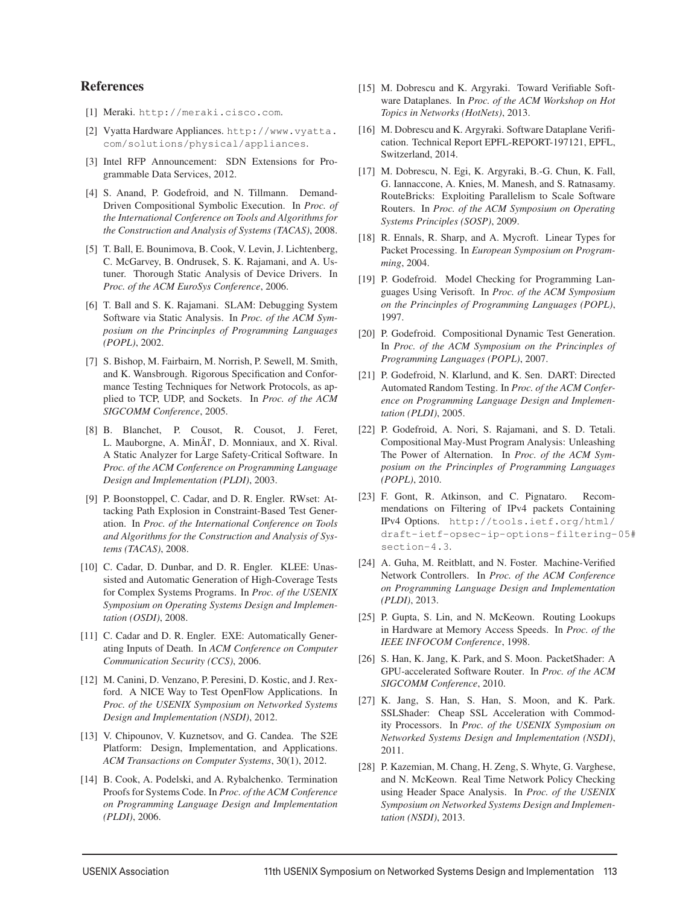## References

[1] Meraki. http://meraki.cisco.com.

[2] Vyatta Hardware Appliances. http://www.vyatta.com/solutions/physical/appliances.

[3] Intel RFP Announcement: SDN Extensions for Programmable Data Services, 2012.

[4] S. Anand, P. Godefroid, and N. Tillmann. Demand-Driven Compositional Symbolic Execution. In *Proc. of the International Conference on Tools and Algorithms for the Construction and Analysis of Systems (TACAS)*, 2008.

[5] T. Ball, E. Bounimova, B. Cook, V. Levin, J. Lichtenberg, C. McGarvey, B. Ondrusek, S. K. Rajamani, and A. Ustuner. Thorough Static Analysis of Device Drivers. In *Proc. of the ACM EuroSys Conference*, 2006.

[6] T. Ball and S. K. Rajamani. SLAM: Debugging System Software via Static Analysis. In *Proc. of the ACM Symposium on the Princinples of Programming Languages (POPL)*, 2002.

[7] S. Bishop, M. Fairbairn, M. Norrish, P. Sewell, M. Smith, and K. Wansbrough. Rigorous Specification and Conformance Testing Techniques for Network Protocols, as applied to TCP, UDP, and Sockets. In *Proc. of the ACM SIGCOMM Conference*, 2005.

[8] B. Blanchet, P. Cousot, R. Cousot, J. Feret, L. Mauborgne, A. MinÃl', D. Monniaux, and X. Rival. A Static Analyzer for Large Safety-Critical Software. In *Proc. of the ACM Conference on Programming Language Design and Implementation (PLDI)*, 2003.

[9] P. Boonstoppel, C. Cadar, and D. R. Engler. RWset: Attacking Path Explosion in Constraint-Based Test Generation. In *Proc. of the International Conference on Tools and Algorithms for the Construction and Analysis of Systems (TACAS)*, 2008.

[10] C. Cadar, D. Dunbar, and D. R. Engler. KLEE: Unassisted and Automatic Generation of High-Coverage Tests for Complex Systems Programs. In *Proc. of the USENIX Symposium on Operating Systems Design and Implementation (OSDI)*, 2008.

[11] C. Cadar and D. R. Engler. EXE: Automatically Generating Inputs of Death. In *ACM Conference on Computer Communication Security (CCS)*, 2006.

[12] M. Canini, D. Venzano, P. Peresini, D. Kostic, and J. Rexford. A NICE Way to Test OpenFlow Applications. In *Proc. of the USENIX Symposium on Networked Systems Design and Implementation (NSDI)*, 2012.

[13] V. Chipounov, V. Kuznetsov, and G. Candea. The S2E Platform: Design, Implementation, and Applications. *ACM Transactions on Computer Systems*, 30(1), 2012.

[14] B. Cook, A. Podelski, and A. Rybalchenko. Termination Proofs for Systems Code. In *Proc. of the ACM Conference on Programming Language Design and Implementation (PLDI)*, 2006.

[15] M. Dobrescu and K. Argyraki. Toward Verifiable Software Dataplanes. In *Proc. of the ACM Workshop on Hot Topics in Networks (HotNets)*, 2013.

[16] M. Dobrescu and K. Argyraki. Software Dataplane Verification. Technical Report EPFL-REPORT-197121, EPFL, Switzerland, 2014.

[17] M. Dobrescu, N. Egi, K. Argyraki, B.-G. Chun, K. Fall, G. Iannaccone, A. Knies, M. Manesh, and S. Ratnasamy. RouteBricks: Exploiting Parallelism to Scale Software Routers. In *Proc. of the ACM Symposium on Operating Systems Principles (SOSP)*, 2009.

[18] R. Ennals, R. Sharp, and A. Mycroft. Linear Types for Packet Processing. In *European Symposium on Programming*, 2004.

[19] P. Godefroid. Model Checking for Programming Languages Using Verisoft. In *Proc. of the ACM Symposium on the Princinples of Programming Languages (POPL)*, 1997.

[20] P. Godefroid. Compositional Dynamic Test Generation. In *Proc. of the ACM Symposium on the Princinples of Programming Languages (POPL)*, 2007.

[21] P. Godefroid, N. Klarlund, and K. Sen. DART: Directed Automated Random Testing. In *Proc. of the ACM Conference on Programming Language Design and Implementation (PLDI)*, 2005.

[22] P. Godefroid, A. Nori, S. Rajamani, and S. D. Tetali. Compositional May-Must Program Analysis: Unleashing The Power of Alternation. In *Proc. of the ACM Symposium on the Princinples of Programming Languages (POPL)*, 2010.

[23] F. Gont, R. Atkinson, and C. Pignataro. Recommendations on Filtering of IPv4 packets Containing IPv4 Options. http://tools.ietf.org/html/draft-ietf-opsec-ip-options-filtering-05#section-4.3.

[24] A. Guha, M. Reitblatt, and N. Foster. Machine-Verified Network Controllers. In *Proc. of the ACM Conference on Programming Language Design and Implementation (PLDI)*, 2013.

[25] P. Gupta, S. Lin, and N. McKeown. Routing Lookups in Hardware at Memory Access Speeds. In *Proc. of the IEEE INFOCOM Conference*, 1998.

[26] S. Han, K. Jang, K. Park, and S. Moon. PacketShader: A GPU-accelerated Software Router. In *Proc. of the ACM SIGCOMM Conference*, 2010.

[27] K. Jang, S. Han, S. Han, S. Moon, and K. Park. SSLShader: Cheap SSL Acceleration with Commodity Processors. In *Proc. of the USENIX Symposium on Networked Systems Design and Implementation (NSDI)*, 2011.

[28] P. Kazemian, M. Chang, H. Zeng, S. Whyte, G. Varghese, and N. McKeown. Real Time Network Policy Checking using Header Space Analysis. In *Proc. of the USENIX Symposium on Networked Systems Design and Implementation (NSDI)*, 2013.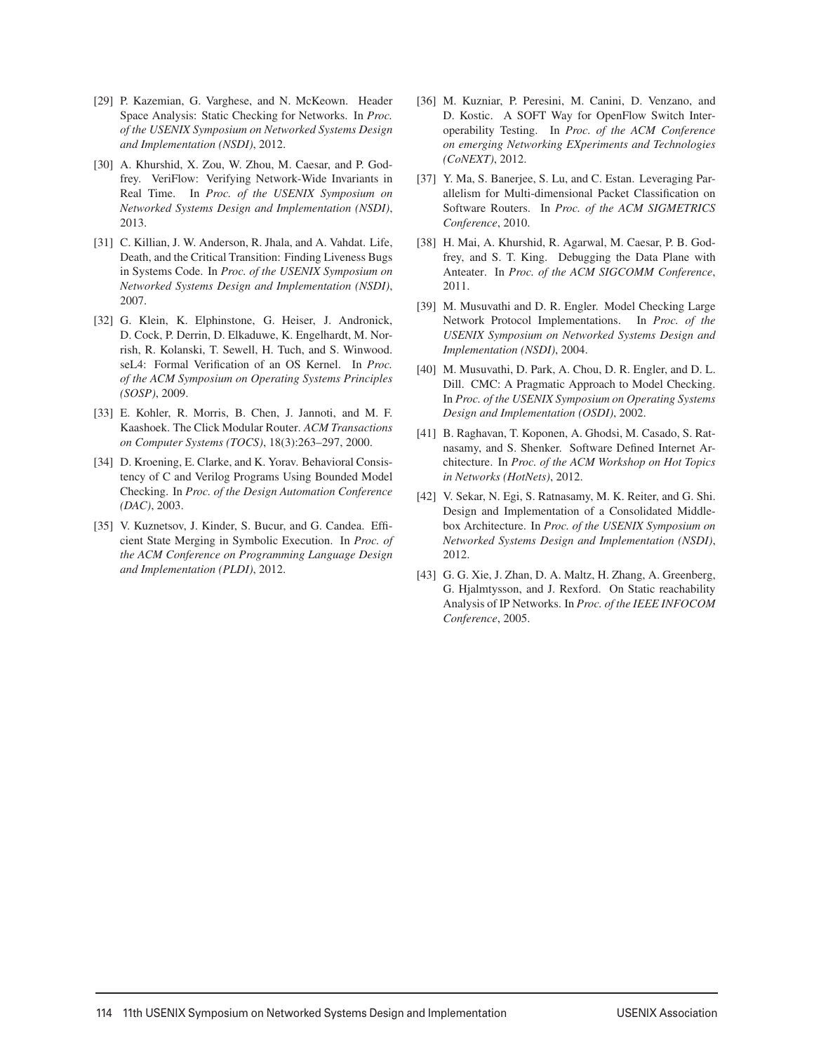[29] P. Kazemian, G. Varghese, and N. McKeown. Header Space Analysis: Static Checking for Networks. In *Proc. of the USENIX Symposium on Networked Systems Design and Implementation (NSDI)*, 2012.

[30] A. Khurshid, X. Zou, W. Zhou, M. Caesar, and P. Godfrey. VeriFlow: Verifying Network-Wide Invariants in Real Time. In *Proc. of the USENIX Symposium on Networked Systems Design and Implementation (NSDI)*, 2013.

[31] C. Killian, J. W. Anderson, R. Jhala, and A. Vahdat. Life, Death, and the Critical Transition: Finding Liveness Bugs in Systems Code. In *Proc. of the USENIX Symposium on Networked Systems Design and Implementation (NSDI)*, 2007.

[32] G. Klein, K. Elphinstone, G. Heiser, J. Andronick, D. Cock, P. Derrin, D. Elkaduwe, K. Engelhardt, M. Norrish, R. Kolanski, T. Sewell, H. Tuch, and S. Winwood. seL4: Formal Verification of an OS Kernel. In *Proc. of the ACM Symposium on Operating Systems Principles (SOSP)*, 2009.

[33] E. Kohler, R. Morris, B. Chen, J. Jannoti, and M. F. Kaashoek. The Click Modular Router. *ACM Transactions on Computer Systems (TOCS)*, 18(3):263–297, 2000.

[34] D. Kroening, E. Clarke, and K. Yorav. Behavioral Consistency of C and Verilog Programs Using Bounded Model Checking. In *Proc. of the Design Automation Conference (DAC)*, 2003.

[35] V. Kuznetsov, J. Kinder, S. Bucur, and G. Candea. Efficient State Merging in Symbolic Execution. In *Proc. of the ACM Conference on Programming Language Design and Implementation (PLDI)*, 2012.

[36] M. Kuzniar, P. Peresini, M. Canini, D. Venzano, and D. Kostic. A SOFT Way for OpenFlow Switch Interoperability Testing. In *Proc. of the ACM Conference on emerging Networking EXperiments and Technologies (CoNEXT)*, 2012.

[37] Y. Ma, S. Banerjee, S. Lu, and C. Estan. Leveraging Parallelism for Multi-dimensional Packet Classification on Software Routers. In *Proc. of the ACM SIGMETRICS Conference*, 2010.

[38] H. Mai, A. Khurshid, R. Agarwal, M. Caesar, P. B. Godfrey, and S. T. King. Debugging the Data Plane with Anteater. In *Proc. of the ACM SIGCOMM Conference*, 2011.

[39] M. Musuvathi and D. R. Engler. Model Checking Large Network Protocol Implementations. In *Proc. of the USENIX Symposium on Networked Systems Design and Implementation (NSDI)*, 2004.

[40] M. Musuvathi, D. Park, A. Chou, D. R. Engler, and D. L. Dill. CMC: A Pragmatic Approach to Model Checking. In *Proc. of the USENIX Symposium on Operating Systems Design and Implementation (OSDI)*, 2002.

[41] B. Raghavan, T. Koponen, A. Ghodsi, M. Casado, S. Ratnasamy, and S. Shenker. Software Defined Internet Architecture. In *Proc. of the ACM Workshop on Hot Topics in Networks (HotNets)*, 2012.

[42] V. Sekar, N. Egi, S. Ratnasamy, M. K. Reiter, and G. Shi. Design and Implementation of a Consolidated Middlebox Architecture. In *Proc. of the USENIX Symposium on Networked Systems Design and Implementation (NSDI)*, 2012.

[43] G. G. Xie, J. Zhan, D. A. Maltz, H. Zhang, A. Greenberg, G. Hjalmtysson, and J. Rexford. On Static reachability Analysis of IP Networks. In *Proc. of the IEEE INFOCOM Conference*, 2005.